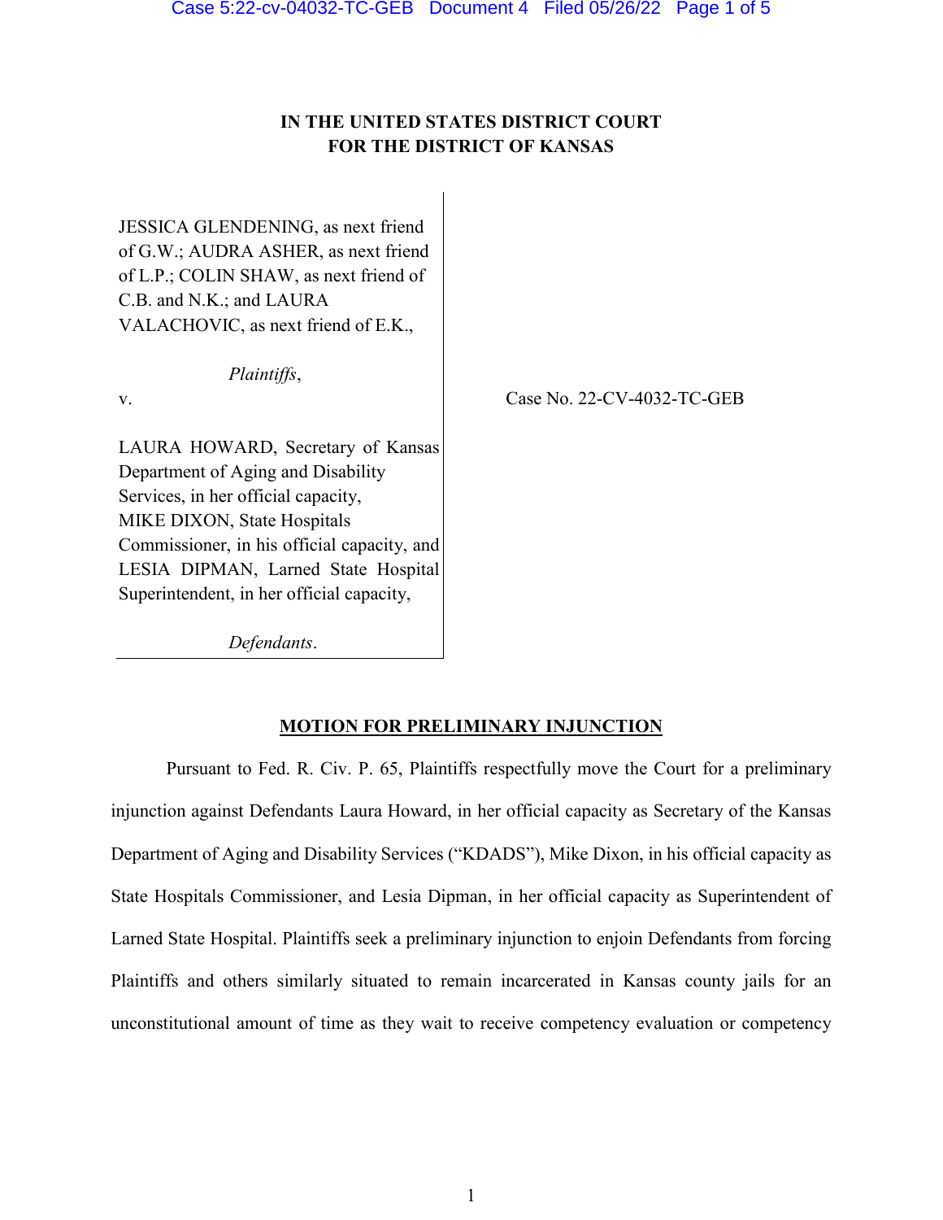**IN THE UNITED STATES DISTRICT COURT**
**FOR THE DISTRICT OF KANSAS**

JESSICA GLENDENING, as next friend of G.W.; AUDRA ASHER, as next friend of L.P.; COLIN SHAW, as next friend of C.B. and N.K.; and LAURA VALACHOVIC, as next friend of E.K.,

*Plaintiffs*,

v.

LAURA HOWARD, Secretary of Kansas Department of Aging and Disability Services, in her official capacity, MIKE DIXON, State Hospitals Commissioner, in his official capacity, and LESIA DIPMAN, Larned State Hospital Superintendent, in her official capacity,

*Defendants*.

Case No. 22-CV-4032-TC-GEB

**MOTION FOR PRELIMINARY INJUNCTION**

Pursuant to Fed. R. Civ. P. 65, Plaintiffs respectfully move the Court for a preliminary injunction against Defendants Laura Howard, in her official capacity as Secretary of the Kansas Department of Aging and Disability Services ("KDADS"), Mike Dixon, in his official capacity as State Hospitals Commissioner, and Lesia Dipman, in her official capacity as Superintendent of Larned State Hospital. Plaintiffs seek a preliminary injunction to enjoin Defendants from forcing Plaintiffs and others similarly situated to remain incarcerated in Kansas county jails for an unconstitutional amount of time as they wait to receive competency evaluation or competency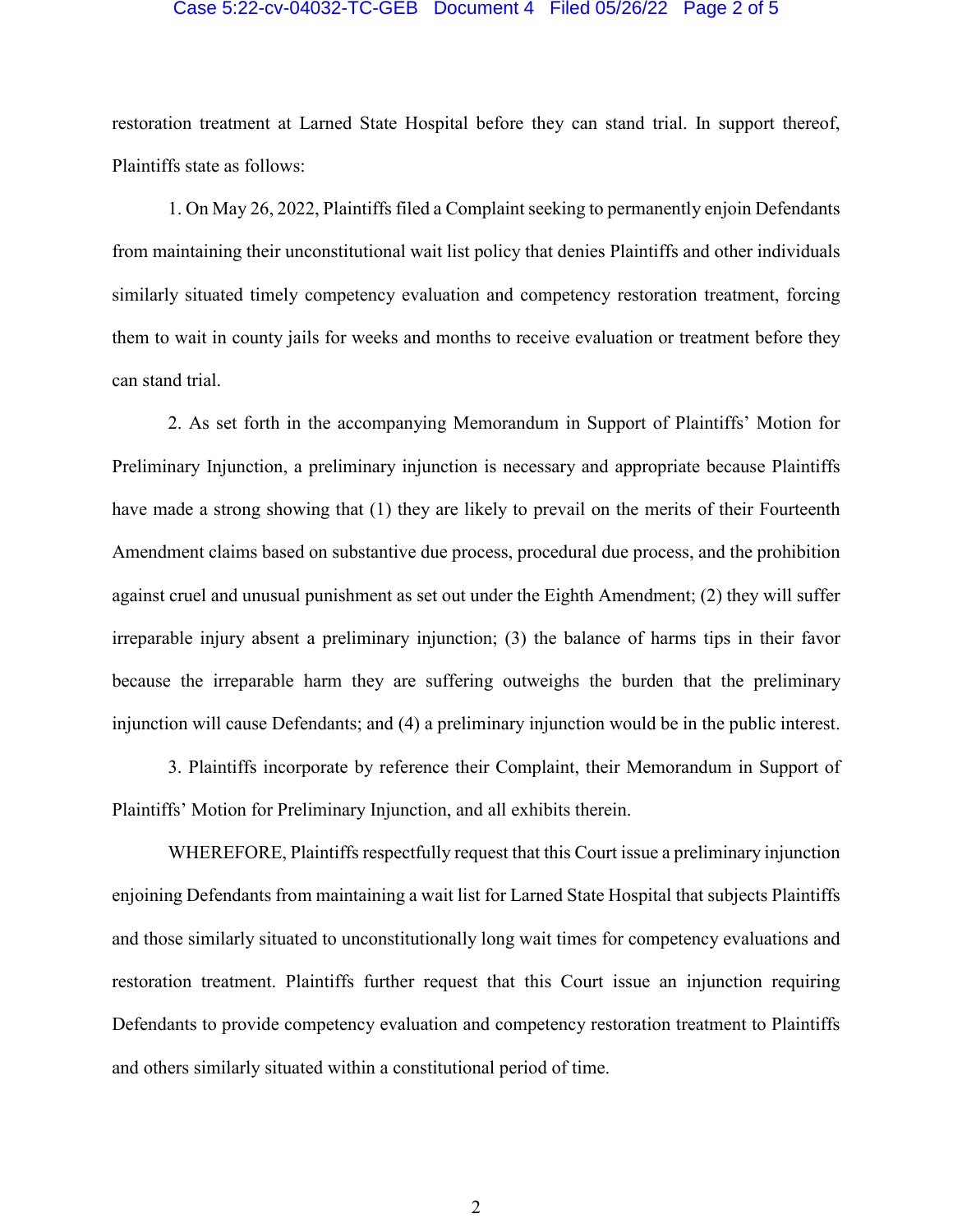restoration treatment at Larned State Hospital before they can stand trial. In support thereof, Plaintiffs state as follows:

1. On May 26, 2022, Plaintiffs filed a Complaint seeking to permanently enjoin Defendants from maintaining their unconstitutional wait list policy that denies Plaintiffs and other individuals similarly situated timely competency evaluation and competency restoration treatment, forcing them to wait in county jails for weeks and months to receive evaluation or treatment before they can stand trial.

2. As set forth in the accompanying Memorandum in Support of Plaintiffs' Motion for Preliminary Injunction, a preliminary injunction is necessary and appropriate because Plaintiffs have made a strong showing that (1) they are likely to prevail on the merits of their Fourteenth Amendment claims based on substantive due process, procedural due process, and the prohibition against cruel and unusual punishment as set out under the Eighth Amendment; (2) they will suffer irreparable injury absent a preliminary injunction; (3) the balance of harms tips in their favor because the irreparable harm they are suffering outweighs the burden that the preliminary injunction will cause Defendants; and (4) a preliminary injunction would be in the public interest.

3. Plaintiffs incorporate by reference their Complaint, their Memorandum in Support of Plaintiffs' Motion for Preliminary Injunction, and all exhibits therein.

WHEREFORE, Plaintiffs respectfully request that this Court issue a preliminary injunction enjoining Defendants from maintaining a wait list for Larned State Hospital that subjects Plaintiffs and those similarly situated to unconstitutionally long wait times for competency evaluations and restoration treatment. Plaintiffs further request that this Court issue an injunction requiring Defendants to provide competency evaluation and competency restoration treatment to Plaintiffs and others similarly situated within a constitutional period of time.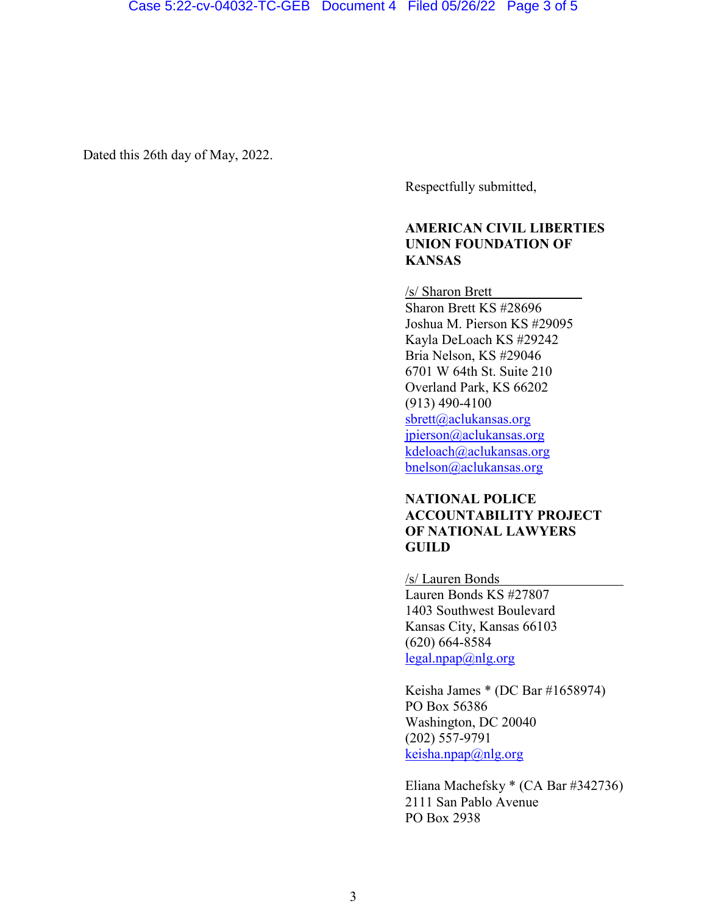Dated this 26th day of May, 2022.

Respectfully submitted,

**AMERICAN CIVIL LIBERTIES UNION FOUNDATION OF KANSAS**

/s/ Sharon Brett  
Sharon Brett KS #28696  
Joshua M. Pierson KS #29095  
Kayla DeLoach KS #29242  
Bria Nelson, KS #29046  
6701 W 64th St. Suite 210  
Overland Park, KS 66202  
(913) 490-4100  
sbrett@aclukansas.org  
jpierson@aclukansas.org  
kdeloach@aclukansas.org  
bnelson@aclukansas.org

**NATIONAL POLICE ACCOUNTABILITY PROJECT OF NATIONAL LAWYERS GUILD**

/s/ Lauren Bonds  
Lauren Bonds KS #27807  
1403 Southwest Boulevard  
Kansas City, Kansas 66103  
(620) 664-8584  
legal.npap@nlg.org

Keisha James * (DC Bar #1658974)  
PO Box 56386  
Washington, DC 20040  
(202) 557-9791  
keisha.npap@nlg.org

Eliana Machefsky * (CA Bar #342736)  
2111 San Pablo Avenue  
PO Box 2938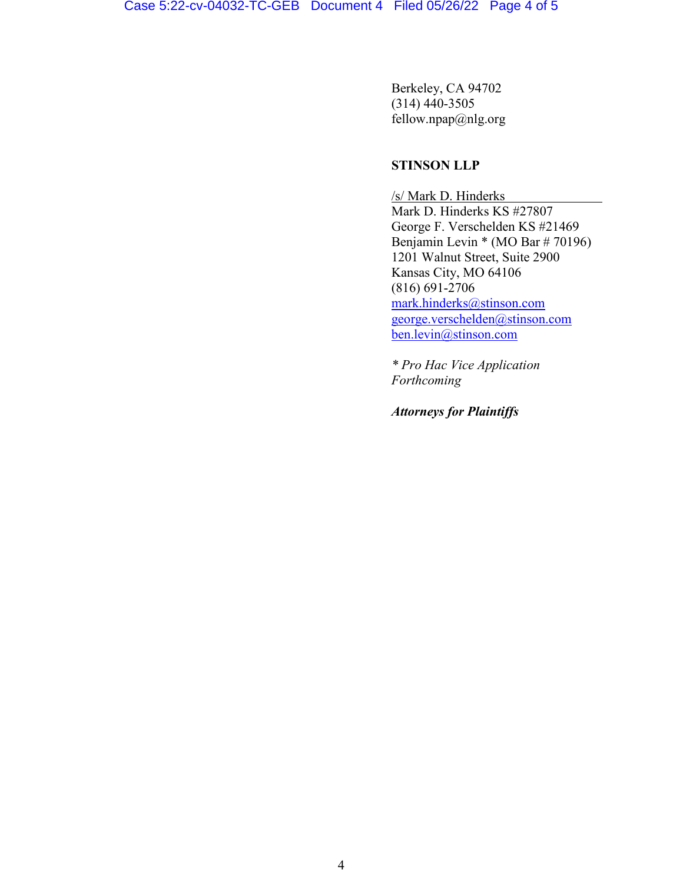Berkeley, CA 94702
(314) 440-3505
fellow.npap@nlg.org

**STINSON LLP**

/s/ Mark D. Hinderks
Mark D. Hinderks KS #27807
George F. Verschelden KS #21469
Benjamin Levin * (MO Bar # 70196)
1201 Walnut Street, Suite 2900
Kansas City, MO 64106
(816) 691-2706
mark.hinderks@stinson.com
george.verschelden@stinson.com
ben.levin@stinson.com

*\* Pro Hac Vice Application Forthcoming*

***Attorneys for Plaintiffs***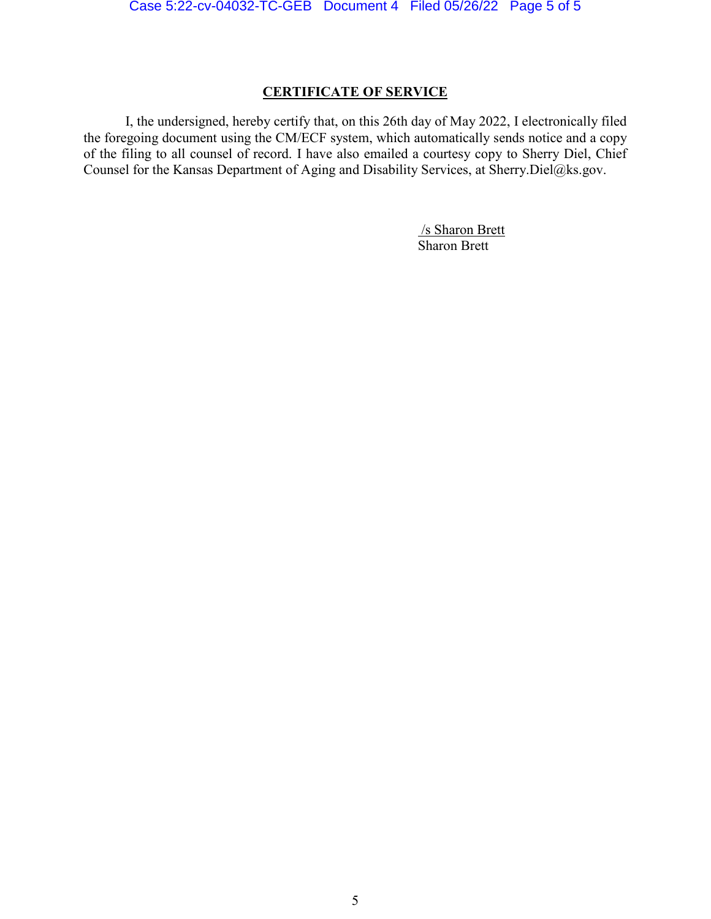# CERTIFICATE OF SERVICE

I, the undersigned, hereby certify that, on this 26th day of May 2022, I electronically filed the foregoing document using the CM/ECF system, which automatically sends notice and a copy of the filing to all counsel of record. I have also emailed a courtesy copy to Sherry Diel, Chief Counsel for the Kansas Department of Aging and Disability Services, at Sherry.Diel@ks.gov.

/s Sharon Brett
Sharon Brett